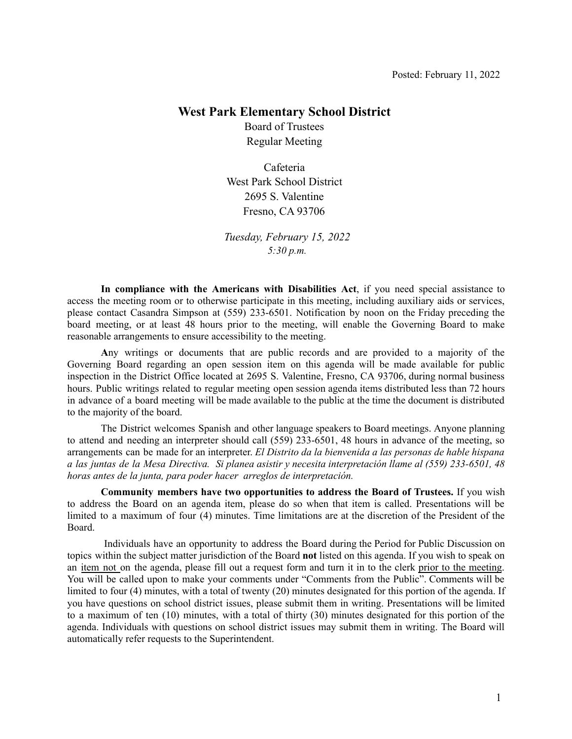Posted: February 11, 2022

# West Park Elementary School District

Board of Trustees
Regular Meeting

Cafeteria
West Park School District
2695 S. Valentine
Fresno, CA 93706

*Tuesday, February 15, 2022*
*5:30 p.m.*

**In compliance with the Americans with Disabilities Act**, if you need special assistance to access the meeting room or to otherwise participate in this meeting, including auxiliary aids or services, please contact Casandra Simpson at (559) 233-6501. Notification by noon on the Friday preceding the board meeting, or at least 48 hours prior to the meeting, will enable the Governing Board to make reasonable arrangements to ensure accessibility to the meeting.

**A**ny writings or documents that are public records and are provided to a majority of the Governing Board regarding an open session item on this agenda will be made available for public inspection in the District Office located at 2695 S. Valentine, Fresno, CA 93706, during normal business hours. Public writings related to regular meeting open session agenda items distributed less than 72 hours in advance of a board meeting will be made available to the public at the time the document is distributed to the majority of the board.

The District welcomes Spanish and other language speakers to Board meetings. Anyone planning to attend and needing an interpreter should call (559) 233-6501, 48 hours in advance of the meeting, so arrangements can be made for an interpreter. *El Distrito da la bienvenida a las personas de hable hispana a las juntas de la Mesa Directiva. Si planea asistir y necesita interpretación llame al (559) 233-6501, 48 horas antes de la junta, para poder hacer arreglos de interpretación.*

**Community members have two opportunities to address the Board of Trustees.** If you wish to address the Board on an agenda item, please do so when that item is called. Presentations will be limited to a maximum of four (4) minutes. Time limitations are at the discretion of the President of the Board.

Individuals have an opportunity to address the Board during the Period for Public Discussion on topics within the subject matter jurisdiction of the Board **not** listed on this agenda. If you wish to speak on an item not on the agenda, please fill out a request form and turn it in to the clerk prior to the meeting. You will be called upon to make your comments under "Comments from the Public". Comments will be limited to four (4) minutes, with a total of twenty (20) minutes designated for this portion of the agenda. If you have questions on school district issues, please submit them in writing. Presentations will be limited to a maximum of ten (10) minutes, with a total of thirty (30) minutes designated for this portion of the agenda. Individuals with questions on school district issues may submit them in writing. The Board will automatically refer requests to the Superintendent.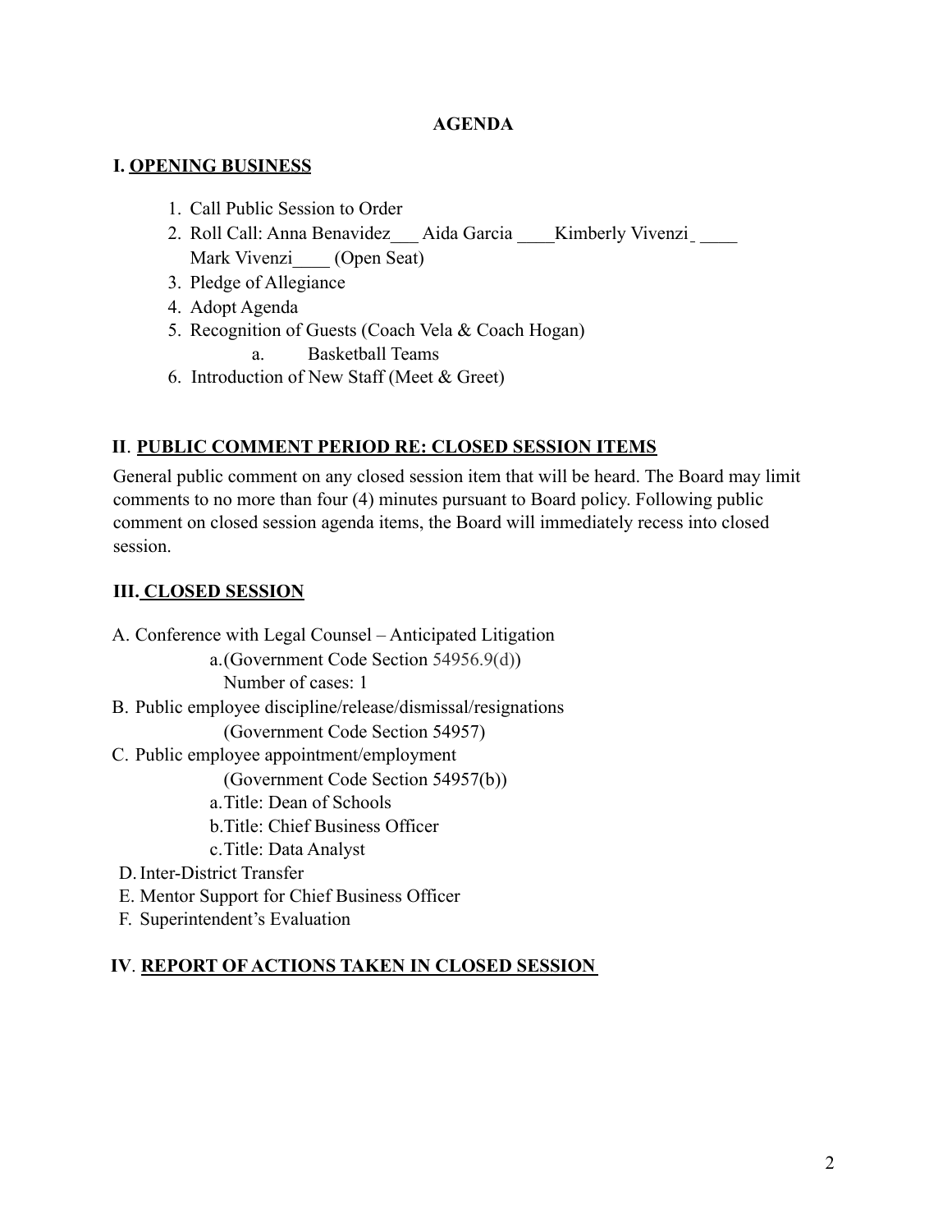**AGENDA**

## I. OPENING BUSINESS

1. Call Public Session to Order
2. Roll Call: Anna Benavidez___ Aida Garcia ____Kimberly Vivenzi ____ Mark Vivenzi____ (Open Seat)
3. Pledge of Allegiance
4. Adopt Agenda
5. Recognition of Guests (Coach Vela & Coach Hogan)
    a. Basketball Teams
6. Introduction of New Staff (Meet & Greet)

## II. PUBLIC COMMENT PERIOD RE: CLOSED SESSION ITEMS

General public comment on any closed session item that will be heard. The Board may limit comments to no more than four (4) minutes pursuant to Board policy. Following public comment on closed session agenda items, the Board will immediately recess into closed session.

## III. CLOSED SESSION

A. Conference with Legal Counsel – Anticipated Litigation
    a. (Government Code Section 54956.9(d))
    Number of cases: 1

B. Public employee discipline/release/dismissal/resignations
    (Government Code Section 54957)

C. Public employee appointment/employment
    (Government Code Section 54957(b))
    a. Title: Dean of Schools
    b. Title: Chief Business Officer
    c. Title: Data Analyst

D. Inter-District Transfer

E. Mentor Support for Chief Business Officer

F. Superintendent's Evaluation

## IV. REPORT OF ACTIONS TAKEN IN CLOSED SESSION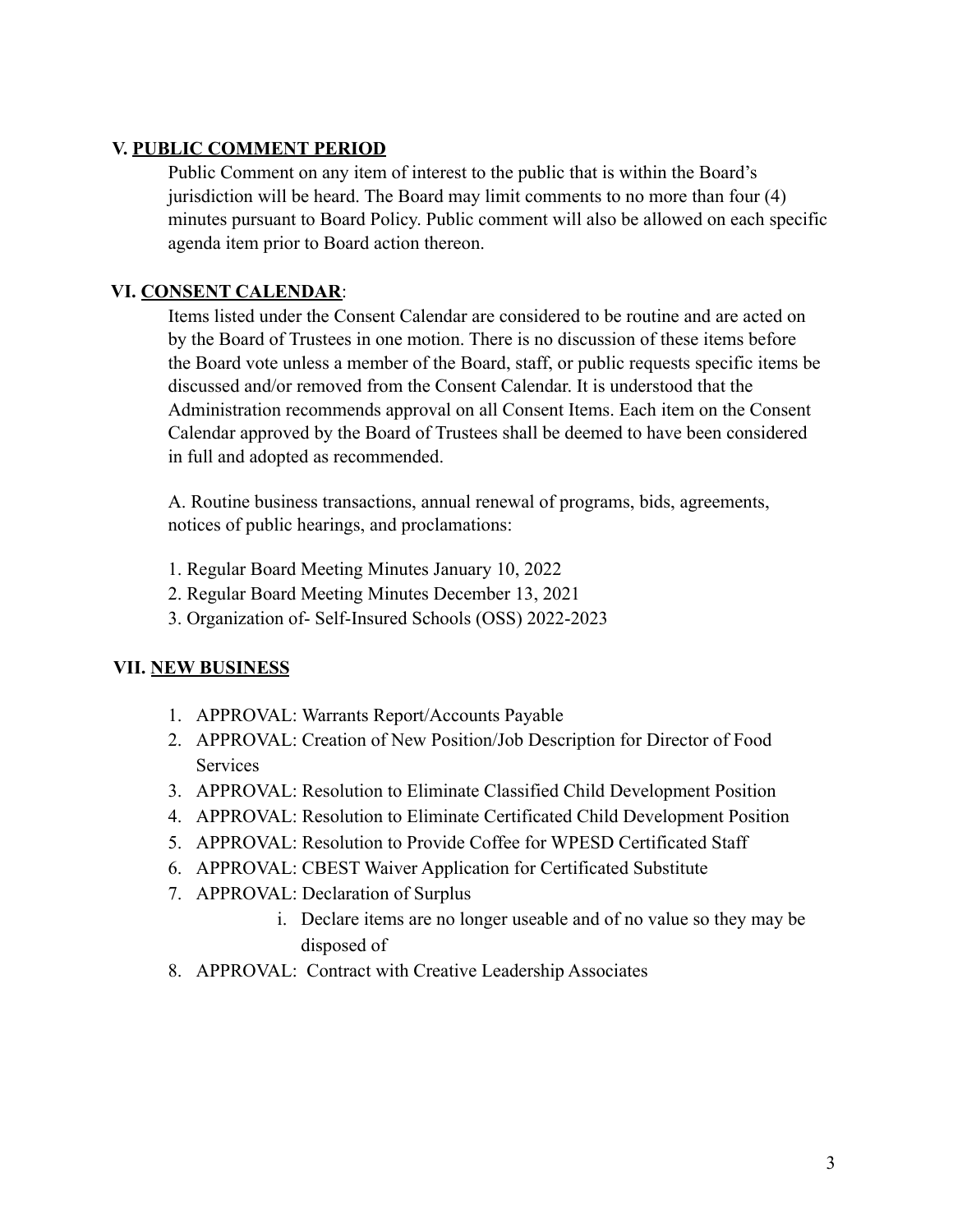## V. PUBLIC COMMENT PERIOD

Public Comment on any item of interest to the public that is within the Board's jurisdiction will be heard. The Board may limit comments to no more than four (4) minutes pursuant to Board Policy. Public comment will also be allowed on each specific agenda item prior to Board action thereon.

## VI. CONSENT CALENDAR:

Items listed under the Consent Calendar are considered to be routine and are acted on by the Board of Trustees in one motion. There is no discussion of these items before the Board vote unless a member of the Board, staff, or public requests specific items be discussed and/or removed from the Consent Calendar. It is understood that the Administration recommends approval on all Consent Items. Each item on the Consent Calendar approved by the Board of Trustees shall be deemed to have been considered in full and adopted as recommended.

A. Routine business transactions, annual renewal of programs, bids, agreements, notices of public hearings, and proclamations:

1. Regular Board Meeting Minutes January 10, 2022
2. Regular Board Meeting Minutes December 13, 2021
3. Organization of- Self-Insured Schools (OSS) 2022-2023

## VII. NEW BUSINESS

1. APPROVAL: Warrants Report/Accounts Payable
2. APPROVAL: Creation of New Position/Job Description for Director of Food Services
3. APPROVAL: Resolution to Eliminate Classified Child Development Position
4. APPROVAL: Resolution to Eliminate Certificated Child Development Position
5. APPROVAL: Resolution to Provide Coffee for WPESD Certificated Staff
6. APPROVAL: CBEST Waiver Application for Certificated Substitute
7. APPROVAL: Declaration of Surplus
    i. Declare items are no longer useable and of no value so they may be disposed of
8. APPROVAL: Contract with Creative Leadership Associates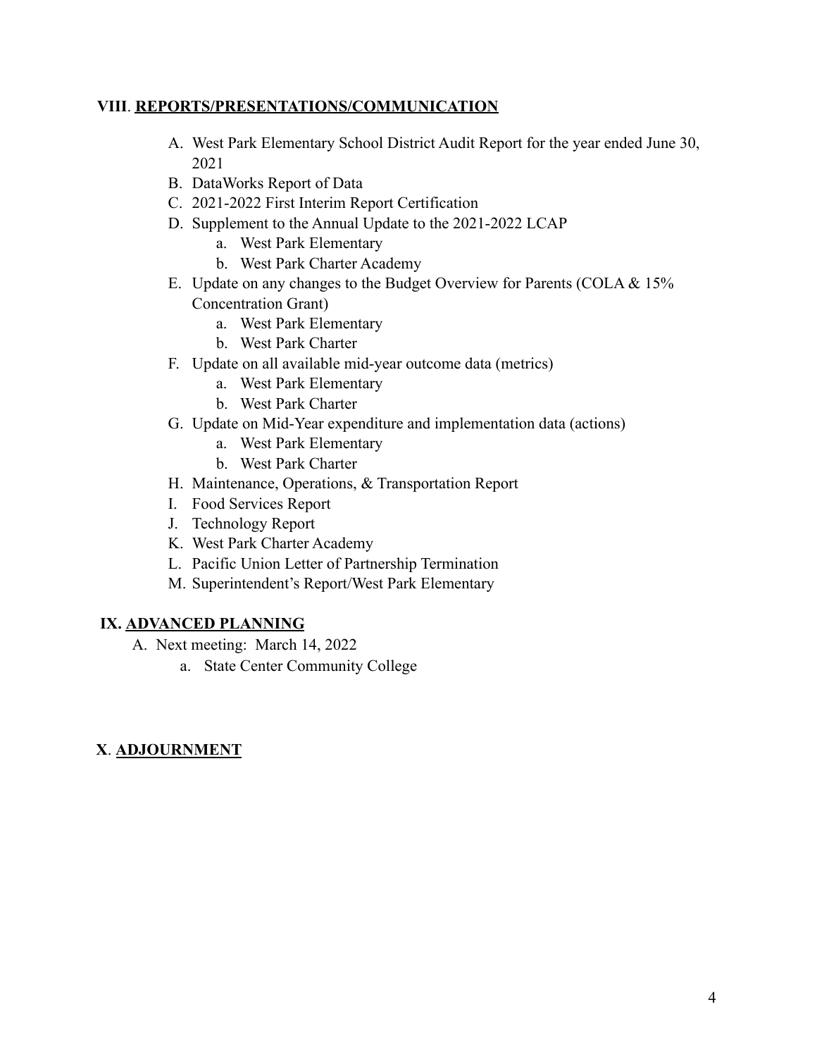## VIII. **REPORTS/PRESENTATIONS/COMMUNICATION**

A. West Park Elementary School District Audit Report for the year ended June 30, 2021
B. DataWorks Report of Data
C. 2021-2022 First Interim Report Certification
D. Supplement to the Annual Update to the 2021-2022 LCAP
   a. West Park Elementary
   b. West Park Charter Academy
E. Update on any changes to the Budget Overview for Parents (COLA & 15% Concentration Grant)
   a. West Park Elementary
   b. West Park Charter
F. Update on all available mid-year outcome data (metrics)
   a. West Park Elementary
   b. West Park Charter
G. Update on Mid-Year expenditure and implementation data (actions)
   a. West Park Elementary
   b. West Park Charter
H. Maintenance, Operations, & Transportation Report
I. Food Services Report
J. Technology Report
K. West Park Charter Academy
L. Pacific Union Letter of Partnership Termination
M. Superintendent's Report/West Park Elementary

## IX. **ADVANCED PLANNING**

A. Next meeting: March 14, 2022
   a. State Center Community College

## X. **ADJOURNMENT**